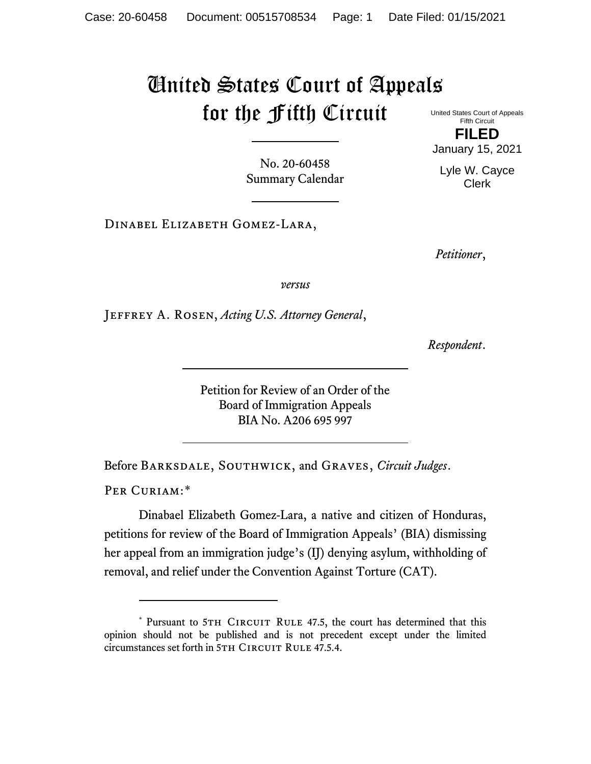# United States Court of Appeals for the Fifth Circuit

United States Court of Appeals
Fifth Circuit

**FILED**

January 15, 2021

Lyle W. Cayce
Clerk

---

No. 20-60458
Summary Calendar

---

Dinabel Elizabeth Gomez-Lara,

*Petitioner*,

*versus*

Jeffrey A. Rosen, *Acting U.S. Attorney General*,

*Respondent*.

---

Petition for Review of an Order of the
Board of Immigration Appeals
BIA No. A206 695 997

---

Before Barksdale, Southwick, and Graves, *Circuit Judges*.

Per Curiam:*

Dinabael Elizabeth Gomez-Lara, a native and citizen of Honduras, petitions for review of the Board of Immigration Appeals' (BIA) dismissing her appeal from an immigration judge's (IJ) denying asylum, withholding of removal, and relief under the Convention Against Torture (CAT).

---

* Pursuant to 5th Circuit Rule 47.5, the court has determined that this opinion should not be published and is not precedent except under the limited circumstances set forth in 5th Circuit Rule 47.5.4.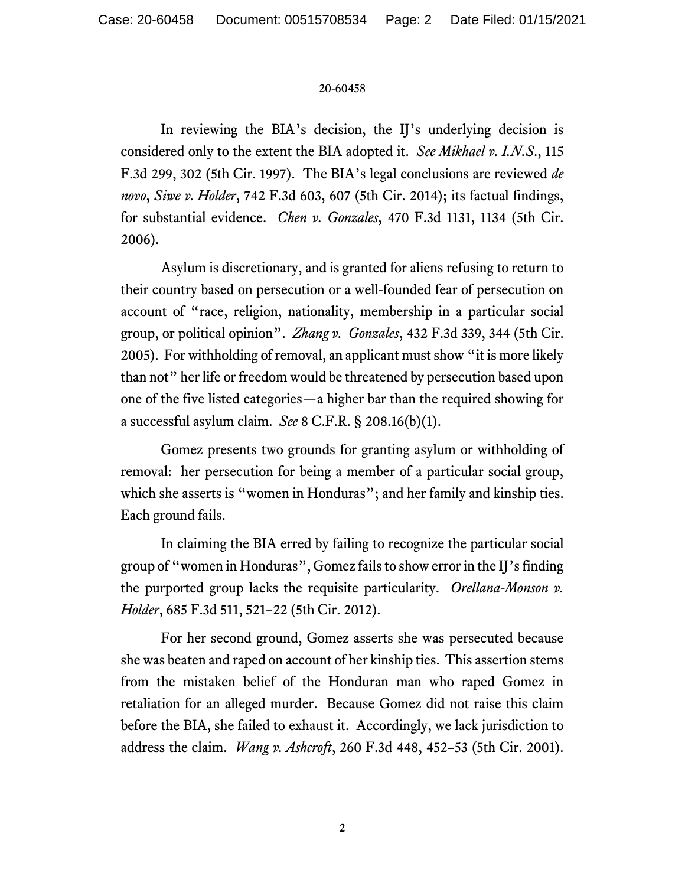In reviewing the BIA's decision, the IJ's underlying decision is considered only to the extent the BIA adopted it. *See Mikhael v. I.N.S.*, 115 F.3d 299, 302 (5th Cir. 1997). The BIA's legal conclusions are reviewed *de novo*, *Siwe v. Holder*, 742 F.3d 603, 607 (5th Cir. 2014); its factual findings, for substantial evidence. *Chen v. Gonzales*, 470 F.3d 1131, 1134 (5th Cir. 2006).

Asylum is discretionary, and is granted for aliens refusing to return to their country based on persecution or a well-founded fear of persecution on account of "race, religion, nationality, membership in a particular social group, or political opinion". *Zhang v. Gonzales*, 432 F.3d 339, 344 (5th Cir. 2005). For withholding of removal, an applicant must show "it is more likely than not" her life or freedom would be threatened by persecution based upon one of the five listed categories—a higher bar than the required showing for a successful asylum claim. *See* 8 C.F.R. § 208.16(b)(1).

Gomez presents two grounds for granting asylum or withholding of removal: her persecution for being a member of a particular social group, which she asserts is "women in Honduras"; and her family and kinship ties. Each ground fails.

In claiming the BIA erred by failing to recognize the particular social group of "women in Honduras", Gomez fails to show error in the IJ's finding the purported group lacks the requisite particularity. *Orellana-Monson v. Holder*, 685 F.3d 511, 521–22 (5th Cir. 2012).

For her second ground, Gomez asserts she was persecuted because she was beaten and raped on account of her kinship ties. This assertion stems from the mistaken belief of the Honduran man who raped Gomez in retaliation for an alleged murder. Because Gomez did not raise this claim before the BIA, she failed to exhaust it. Accordingly, we lack jurisdiction to address the claim. *Wang v. Ashcroft*, 260 F.3d 448, 452–53 (5th Cir. 2001).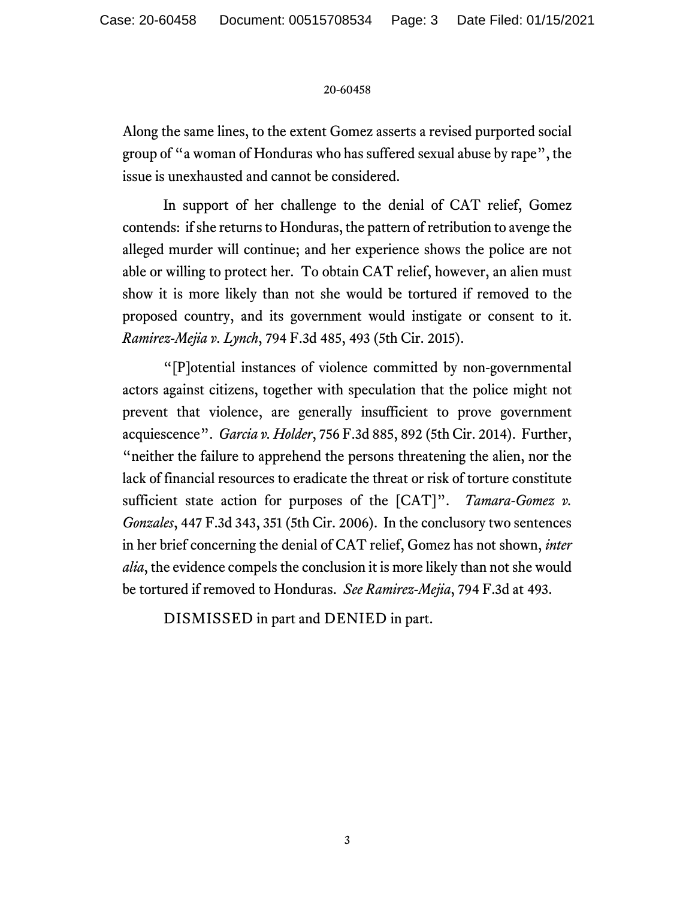Along the same lines, to the extent Gomez asserts a revised purported social group of "a woman of Honduras who has suffered sexual abuse by rape", the issue is unexhausted and cannot be considered.

In support of her challenge to the denial of CAT relief, Gomez contends: if she returns to Honduras, the pattern of retribution to avenge the alleged murder will continue; and her experience shows the police are not able or willing to protect her. To obtain CAT relief, however, an alien must show it is more likely than not she would be tortured if removed to the proposed country, and its government would instigate or consent to it. *Ramirez-Mejia v. Lynch*, 794 F.3d 485, 493 (5th Cir. 2015).

"[P]otential instances of violence committed by non-governmental actors against citizens, together with speculation that the police might not prevent that violence, are generally insufficient to prove government acquiescence". *Garcia v. Holder*, 756 F.3d 885, 892 (5th Cir. 2014). Further, "neither the failure to apprehend the persons threatening the alien, nor the lack of financial resources to eradicate the threat or risk of torture constitute sufficient state action for purposes of the [CAT]". *Tamara-Gomez v. Gonzales*, 447 F.3d 343, 351 (5th Cir. 2006). In the conclusory two sentences in her brief concerning the denial of CAT relief, Gomez has not shown, *inter alia*, the evidence compels the conclusion it is more likely than not she would be tortured if removed to Honduras. *See Ramirez-Mejia*, 794 F.3d at 493.

DISMISSED in part and DENIED in part.